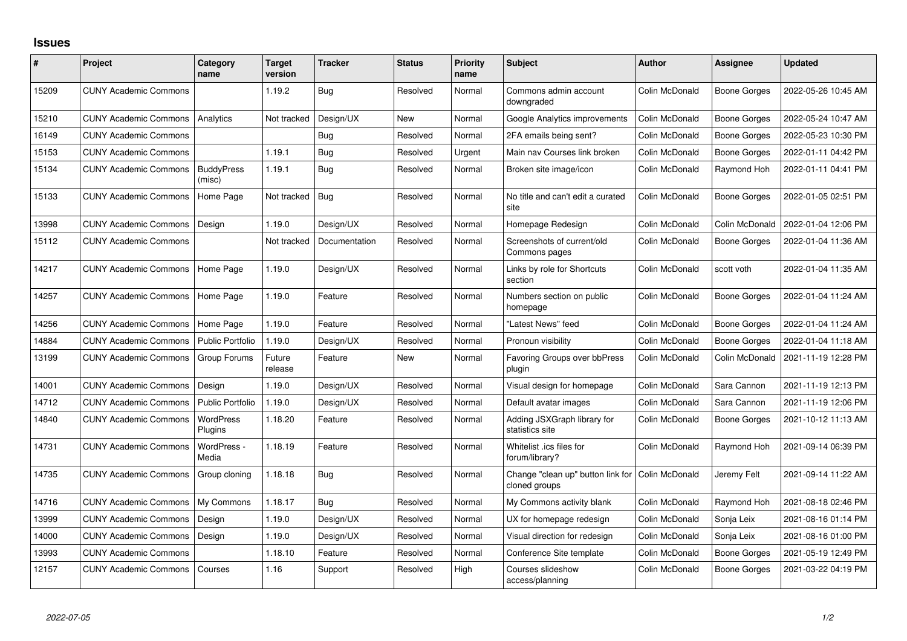# Issues

| # | Project | Category name | Target version | Tracker | Status | Priority name | Subject | Author | Assignee | Updated |
|---|---|---|---|---|---|---|---|---|---|---|
| 15209 | CUNY Academic Commons | | 1.19.2 | Bug | Resolved | Normal | Commons admin account downgraded | Colin McDonald | Boone Gorges | 2022-05-26 10:45 AM |
| 15210 | CUNY Academic Commons | Analytics | Not tracked | Design/UX | New | Normal | Google Analytics improvements | Colin McDonald | Boone Gorges | 2022-05-24 10:47 AM |
| 16149 | CUNY Academic Commons | | | Bug | Resolved | Normal | 2FA emails being sent? | Colin McDonald | Boone Gorges | 2022-05-23 10:30 PM |
| 15153 | CUNY Academic Commons | | 1.19.1 | Bug | Resolved | Urgent | Main nav Courses link broken | Colin McDonald | Boone Gorges | 2022-01-11 04:42 PM |
| 15134 | CUNY Academic Commons | BuddyPress (misc) | 1.19.1 | Bug | Resolved | Normal | Broken site image/icon | Colin McDonald | Raymond Hoh | 2022-01-11 04:41 PM |
| 15133 | CUNY Academic Commons | Home Page | Not tracked | Bug | Resolved | Normal | No title and can't edit a curated site | Colin McDonald | Boone Gorges | 2022-01-05 02:51 PM |
| 13998 | CUNY Academic Commons | Design | 1.19.0 | Design/UX | Resolved | Normal | Homepage Redesign | Colin McDonald | Colin McDonald | 2022-01-04 12:06 PM |
| 15112 | CUNY Academic Commons | | Not tracked | Documentation | Resolved | Normal | Screenshots of current/old Commons pages | Colin McDonald | Boone Gorges | 2022-01-04 11:36 AM |
| 14217 | CUNY Academic Commons | Home Page | 1.19.0 | Design/UX | Resolved | Normal | Links by role for Shortcuts section | Colin McDonald | scott voth | 2022-01-04 11:35 AM |
| 14257 | CUNY Academic Commons | Home Page | 1.19.0 | Feature | Resolved | Normal | Numbers section on public homepage | Colin McDonald | Boone Gorges | 2022-01-04 11:24 AM |
| 14256 | CUNY Academic Commons | Home Page | 1.19.0 | Feature | Resolved | Normal | "Latest News" feed | Colin McDonald | Boone Gorges | 2022-01-04 11:24 AM |
| 14884 | CUNY Academic Commons | Public Portfolio | 1.19.0 | Design/UX | Resolved | Normal | Pronoun visibility | Colin McDonald | Boone Gorges | 2022-01-04 11:18 AM |
| 13199 | CUNY Academic Commons | Group Forums | Future release | Feature | New | Normal | Favoring Groups over bbPress plugin | Colin McDonald | Colin McDonald | 2021-11-19 12:28 PM |
| 14001 | CUNY Academic Commons | Design | 1.19.0 | Design/UX | Resolved | Normal | Visual design for homepage | Colin McDonald | Sara Cannon | 2021-11-19 12:13 PM |
| 14712 | CUNY Academic Commons | Public Portfolio | 1.19.0 | Design/UX | Resolved | Normal | Default avatar images | Colin McDonald | Sara Cannon | 2021-11-19 12:06 PM |
| 14840 | CUNY Academic Commons | WordPress Plugins | 1.18.20 | Feature | Resolved | Normal | Adding JSXGraph library for statistics site | Colin McDonald | Boone Gorges | 2021-10-12 11:13 AM |
| 14731 | CUNY Academic Commons | WordPress - Media | 1.18.19 | Feature | Resolved | Normal | Whitelist .ics files for forum/library? | Colin McDonald | Raymond Hoh | 2021-09-14 06:39 PM |
| 14735 | CUNY Academic Commons | Group cloning | 1.18.18 | Bug | Resolved | Normal | Change "clean up" button link for cloned groups | Colin McDonald | Jeremy Felt | 2021-09-14 11:22 AM |
| 14716 | CUNY Academic Commons | My Commons | 1.18.17 | Bug | Resolved | Normal | My Commons activity blank | Colin McDonald | Raymond Hoh | 2021-08-18 02:46 PM |
| 13999 | CUNY Academic Commons | Design | 1.19.0 | Design/UX | Resolved | Normal | UX for homepage redesign | Colin McDonald | Sonja Leix | 2021-08-16 01:14 PM |
| 14000 | CUNY Academic Commons | Design | 1.19.0 | Design/UX | Resolved | Normal | Visual direction for redesign | Colin McDonald | Sonja Leix | 2021-08-16 01:00 PM |
| 13993 | CUNY Academic Commons | | 1.18.10 | Feature | Resolved | Normal | Conference Site template | Colin McDonald | Boone Gorges | 2021-05-19 12:49 PM |
| 12157 | CUNY Academic Commons | Courses | 1.16 | Support | Resolved | High | Courses slideshow access/planning | Colin McDonald | Boone Gorges | 2021-03-22 04:19 PM |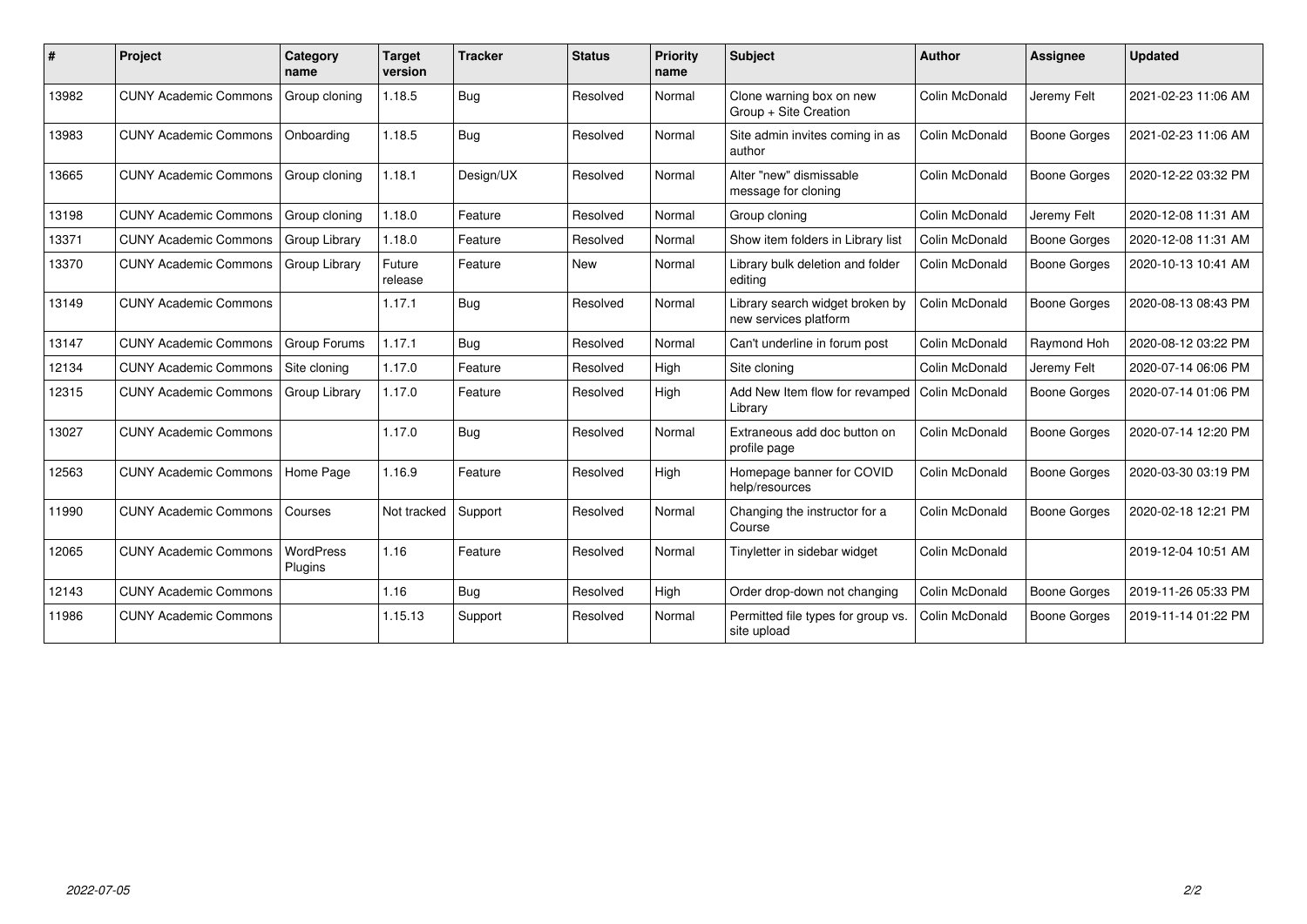| # | Project | Category name | Target version | Tracker | Status | Priority name | Subject | Author | Assignee | Updated |
|---|---|---|---|---|---|---|---|---|---|---|
| 13982 | CUNY Academic Commons | Group cloning | 1.18.5 | Bug | Resolved | Normal | Clone warning box on new Group + Site Creation | Colin McDonald | Jeremy Felt | 2021-02-23 11:06 AM |
| 13983 | CUNY Academic Commons | Onboarding | 1.18.5 | Bug | Resolved | Normal | Site admin invites coming in as author | Colin McDonald | Boone Gorges | 2021-02-23 11:06 AM |
| 13665 | CUNY Academic Commons | Group cloning | 1.18.1 | Design/UX | Resolved | Normal | Alter "new" dismissable message for cloning | Colin McDonald | Boone Gorges | 2020-12-22 03:32 PM |
| 13198 | CUNY Academic Commons | Group cloning | 1.18.0 | Feature | Resolved | Normal | Group cloning | Colin McDonald | Jeremy Felt | 2020-12-08 11:31 AM |
| 13371 | CUNY Academic Commons | Group Library | 1.18.0 | Feature | Resolved | Normal | Show item folders in Library list | Colin McDonald | Boone Gorges | 2020-12-08 11:31 AM |
| 13370 | CUNY Academic Commons | Group Library | Future release | Feature | New | Normal | Library bulk deletion and folder editing | Colin McDonald | Boone Gorges | 2020-10-13 10:41 AM |
| 13149 | CUNY Academic Commons | | 1.17.1 | Bug | Resolved | Normal | Library search widget broken by new services platform | Colin McDonald | Boone Gorges | 2020-08-13 08:43 PM |
| 13147 | CUNY Academic Commons | Group Forums | 1.17.1 | Bug | Resolved | Normal | Can't underline in forum post | Colin McDonald | Raymond Hoh | 2020-08-12 03:22 PM |
| 12134 | CUNY Academic Commons | Site cloning | 1.17.0 | Feature | Resolved | High | Site cloning | Colin McDonald | Jeremy Felt | 2020-07-14 06:06 PM |
| 12315 | CUNY Academic Commons | Group Library | 1.17.0 | Feature | Resolved | High | Add New Item flow for revamped Library | Colin McDonald | Boone Gorges | 2020-07-14 01:06 PM |
| 13027 | CUNY Academic Commons | | 1.17.0 | Bug | Resolved | Normal | Extraneous add doc button on profile page | Colin McDonald | Boone Gorges | 2020-07-14 12:20 PM |
| 12563 | CUNY Academic Commons | Home Page | 1.16.9 | Feature | Resolved | High | Homepage banner for COVID help/resources | Colin McDonald | Boone Gorges | 2020-03-30 03:19 PM |
| 11990 | CUNY Academic Commons | Courses | Not tracked | Support | Resolved | Normal | Changing the instructor for a Course | Colin McDonald | Boone Gorges | 2020-02-18 12:21 PM |
| 12065 | CUNY Academic Commons | WordPress Plugins | 1.16 | Feature | Resolved | Normal | Tinyletter in sidebar widget | Colin McDonald | | 2019-12-04 10:51 AM |
| 12143 | CUNY Academic Commons | | 1.16 | Bug | Resolved | High | Order drop-down not changing | Colin McDonald | Boone Gorges | 2019-11-26 05:33 PM |
| 11986 | CUNY Academic Commons | | 1.15.13 | Support | Resolved | Normal | Permitted file types for group vs. site upload | Colin McDonald | Boone Gorges | 2019-11-14 01:22 PM |